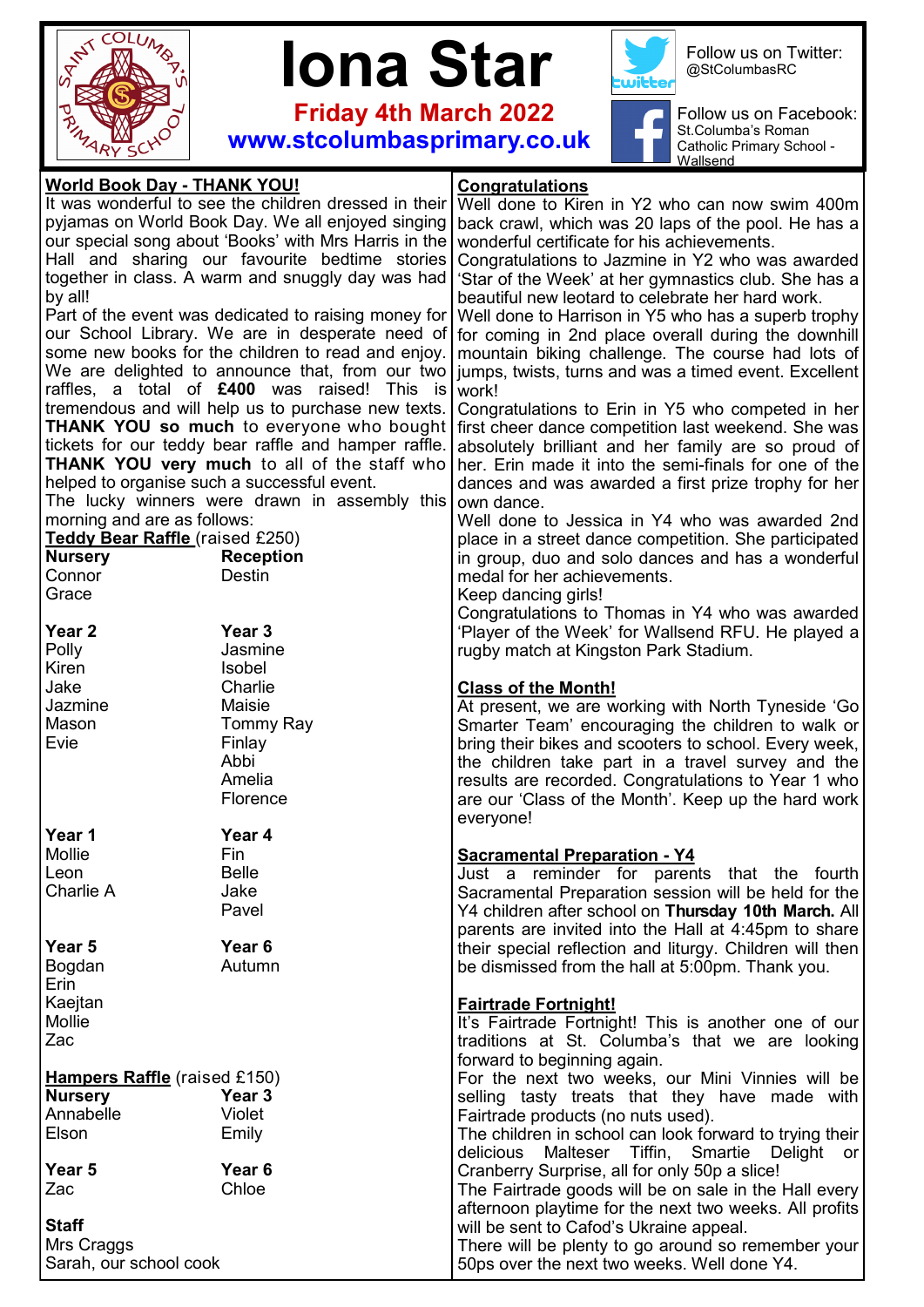# Iona Star

**Friday 4th March 2022**

**www.stcolumbasprimary.co.uk**

Follow us on Twitter: @StColumbasRC

Follow us on Facebook: St.Columba's Roman Catholic Primary School - Wallsend

## World Book Day - THANK YOU!

It was wonderful to see the children dressed in their pyjamas on World Book Day. We all enjoyed singing our special song about 'Books' with Mrs Harris in the Hall and sharing our favourite bedtime stories together in class. A warm and snuggly day was had by all!

Part of the event was dedicated to raising money for our School Library. We are in desperate need of some new books for the children to read and enjoy. We are delighted to announce that, from our two raffles, a total of **£400** was raised! This is tremendous and will help us to purchase new texts. **THANK YOU so much** to everyone who bought tickets for our teddy bear raffle and hamper raffle. **THANK YOU very much** to all of the staff who helped to organise such a successful event.

The lucky winners were drawn in assembly this morning and are as follows:

**Teddy Bear Raffle** (raised £250)

**Nursery**
Connor
Grace

**Reception**
Destin

**Year 2**
Polly
Kiren
Jake
Jazmine
Mason
Evie

**Year 3**
Jasmine
Isobel
Charlie
Maisie
Tommy Ray
Finlay
Abbi
Amelia
Florence

**Year 1**
Mollie
Leon
Charlie A

**Year 4**
Fin
Belle
Jake
Pavel

**Year 5**
Bogdan
Erin
Kaejtan
Mollie
Zac

**Year 6**
Autumn

**Hampers Raffle** (raised £150)

**Nursery**
Annabelle
Elson

**Year 3**
Violet
Emily

**Year 5**
Zac

**Year 6**
Chloe

**Staff**
Mrs Craggs
Sarah, our school cook

## Congratulations

Well done to Kiren in Y2 who can now swim 400m back crawl, which was 20 laps of the pool. He has a wonderful certificate for his achievements.

Congratulations to Jazmine in Y2 who was awarded 'Star of the Week' at her gymnastics club. She has a beautiful new leotard to celebrate her hard work.

Well done to Harrison in Y5 who has a superb trophy for coming in 2nd place overall during the downhill mountain biking challenge. The course had lots of jumps, twists, turns and was a timed event. Excellent work!

Congratulations to Erin in Y5 who competed in her first cheer dance competition last weekend. She was absolutely brilliant and her family are so proud of her. Erin made it into the semi-finals for one of the dances and was awarded a first prize trophy for her own dance.

Well done to Jessica in Y4 who was awarded 2nd place in a street dance competition. She participated in group, duo and solo dances and has a wonderful medal for her achievements.

Keep dancing girls!

Congratulations to Thomas in Y4 who was awarded 'Player of the Week' for Wallsend RFU. He played a rugby match at Kingston Park Stadium.

## Class of the Month!

At present, we are working with North Tyneside 'Go Smarter Team' encouraging the children to walk or bring their bikes and scooters to school. Every week, the children take part in a travel survey and the results are recorded. Congratulations to Year 1 who are our 'Class of the Month'. Keep up the hard work everyone!

## Sacramental Preparation - Y4

Just a reminder for parents that the fourth Sacramental Preparation session will be held for the Y4 children after school on **Thursday 10th March.** All parents are invited into the Hall at 4:45pm to share their special reflection and liturgy. Children will then be dismissed from the hall at 5:00pm. Thank you.

## Fairtrade Fortnight!

It's Fairtrade Fortnight! This is another one of our traditions at St. Columba's that we are looking forward to beginning again.

For the next two weeks, our Mini Vinnies will be selling tasty treats that they have made with Fairtrade products (no nuts used).

The children in school can look forward to trying their delicious Malteser Tiffin, Smartie Delight or Cranberry Surprise, all for only 50p a slice!

The Fairtrade goods will be on sale in the Hall every afternoon playtime for the next two weeks. All profits will be sent to Cafod's Ukraine appeal.

There will be plenty to go around so remember your 50ps over the next two weeks. Well done Y4.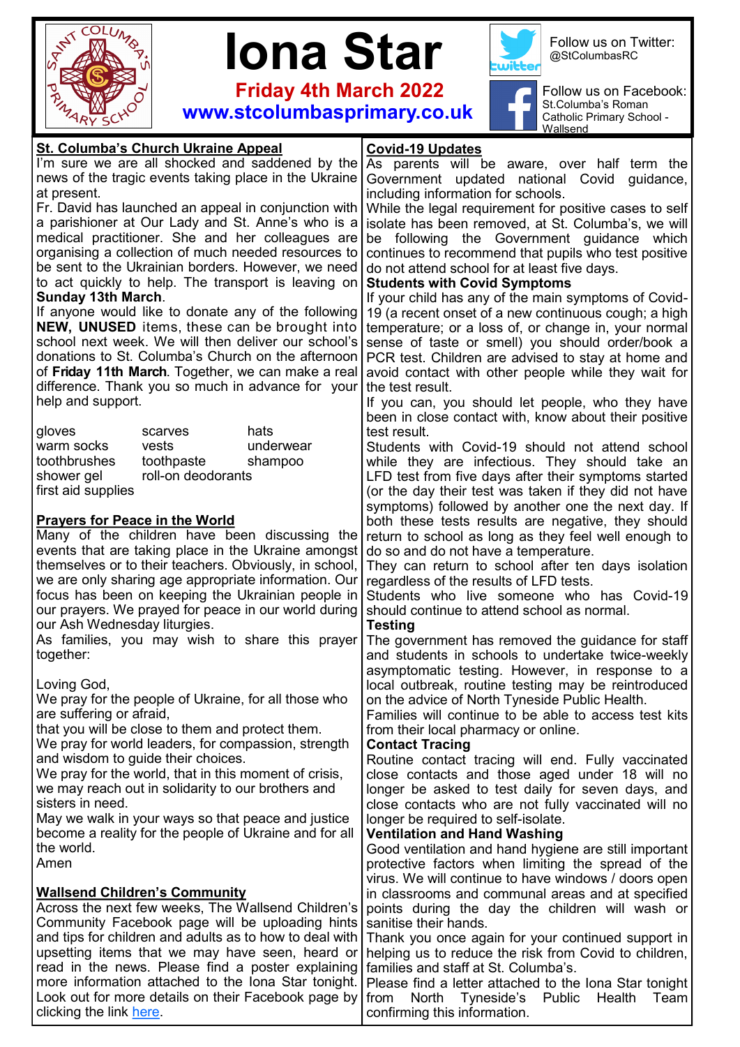# Iona Star

**Friday 4th March 2022**

**www.stcolumbasprimary.co.uk**

Follow us on Twitter: @StColumbasRC

Follow us on Facebook: St.Columba's Roman Catholic Primary School - Wallsend

## St. Columba's Church Ukraine Appeal

I'm sure we are all shocked and saddened by the news of the tragic events taking place in the Ukraine at present.

Fr. David has launched an appeal in conjunction with a parishioner at Our Lady and St. Anne's who is a medical practitioner. She and her colleagues are organising a collection of much needed resources to be sent to the Ukrainian borders. However, we need to act quickly to help. The transport is leaving on **Sunday 13th March**.

If anyone would like to donate any of the following **NEW, UNUSED** items, these can be brought into school next week. We will then deliver our school's donations to St. Columba's Church on the afternoon of **Friday 11th March**. Together, we can make a real difference. Thank you so much in advance for your help and support.

| | | |
|---|---|---|
| gloves | scarves | hats |
| warm socks | vests | underwear |
| toothbrushes | toothpaste | shampoo |
| shower gel | roll-on deodorants | |
| first aid supplies | | |

## Prayers for Peace in the World

Many of the children have been discussing the events that are taking place in the Ukraine amongst themselves or to their teachers. Obviously, in school, we are only sharing age appropriate information. Our focus has been on keeping the Ukrainian people in our prayers. We prayed for peace in our world during our Ash Wednesday liturgies.

As families, you may wish to share this prayer together:

Loving God,
We pray for the people of Ukraine, for all those who are suffering or afraid,
that you will be close to them and protect them.
We pray for world leaders, for compassion, strength and wisdom to guide their choices.
We pray for the world, that in this moment of crisis, we may reach out in solidarity to our brothers and sisters in need.
May we walk in your ways so that peace and justice become a reality for the people of Ukraine and for all the world.
Amen

## Wallsend Children's Community

Across the next few weeks, The Wallsend Children's Community Facebook page will be uploading hints and tips for children and adults as to how to deal with upsetting items that we may have seen, heard or read in the news. Please find a poster explaining more information attached to the Iona Star tonight. Look out for more details on their Facebook page by clicking the link here.

## Covid-19 Updates

As parents will be aware, over half term the Government updated national Covid guidance, including information for schools.

While the legal requirement for positive cases to self isolate has been removed, at St. Columba's, we will be following the Government guidance which continues to recommend that pupils who test positive do not attend school for at least five days.

**Students with Covid Symptoms**

If your child has any of the main symptoms of Covid-19 (a recent onset of a new continuous cough; a high temperature; or a loss of, or change in, your normal sense of taste or smell) you should order/book a PCR test. Children are advised to stay at home and avoid contact with other people while they wait for the test result.

If you can, you should let people, who they have been in close contact with, know about their positive test result.

Students with Covid-19 should not attend school while they are infectious. They should take an LFD test from five days after their symptoms started (or the day their test was taken if they did not have symptoms) followed by another one the next day. If both these tests results are negative, they should return to school as long as they feel well enough to do so and do not have a temperature.

They can return to school after ten days isolation regardless of the results of LFD tests.

Students who live someone who has Covid-19 should continue to attend school as normal.

**Testing**

The government has removed the guidance for staff and students in schools to undertake twice-weekly asymptomatic testing. However, in response to a local outbreak, routine testing may be reintroduced on the advice of North Tyneside Public Health.

Families will continue to be able to access test kits from their local pharmacy or online.

**Contact Tracing**

Routine contact tracing will end. Fully vaccinated close contacts and those aged under 18 will no longer be asked to test daily for seven days, and close contacts who are not fully vaccinated will no longer be required to self-isolate.

**Ventilation and Hand Washing**

Good ventilation and hand hygiene are still important protective factors when limiting the spread of the virus. We will continue to have windows / doors open in classrooms and communal areas and at specified points during the day the children will wash or sanitise their hands.

Thank you once again for your continued support in helping us to reduce the risk from Covid to children, families and staff at St. Columba's.

Please find a letter attached to the Iona Star tonight from North Tyneside's Public Health Team confirming this information.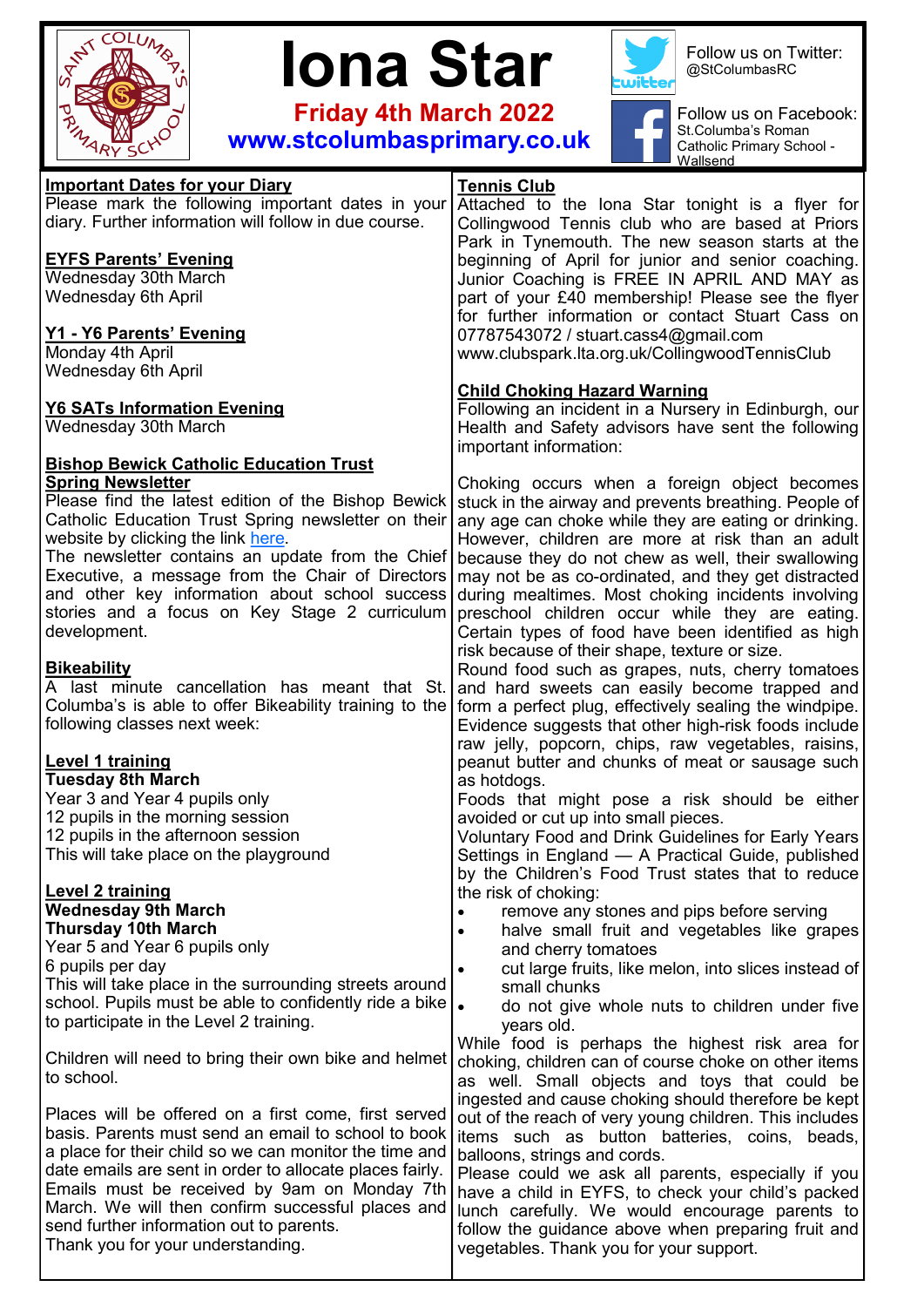# Iona Star

**Friday 4th March 2022**

**www.stcolumbasprimary.co.uk**

Follow us on Twitter: @StColumbasRC

Follow us on Facebook: St.Columba's Roman Catholic Primary School - Wallsend

## Important Dates for your Diary

Please mark the following important dates in your diary. Further information will follow in due course.

### EYFS Parents' Evening

Wednesday 30th March
Wednesday 6th April

### Y1 - Y6 Parents' Evening

Monday 4th April
Wednesday 6th April

### Y6 SATs Information Evening

Wednesday 30th March

## Bishop Bewick Catholic Education Trust Spring Newsletter

Please find the latest edition of the Bishop Bewick Catholic Education Trust Spring newsletter on their website by clicking the link here.
The newsletter contains an update from the Chief Executive, a message from the Chair of Directors and other key information about school success stories and a focus on Key Stage 2 curriculum development.

## Bikeability

A last minute cancellation has meant that St. Columba's is able to offer Bikeability training to the following classes next week:

### Level 1 training

**Tuesday 8th March**
Year 3 and Year 4 pupils only
12 pupils in the morning session
12 pupils in the afternoon session
This will take place on the playground

### Level 2 training

**Wednesday 9th March**
**Thursday 10th March**
Year 5 and Year 6 pupils only
6 pupils per day
This will take place in the surrounding streets around school. Pupils must be able to confidently ride a bike to participate in the Level 2 training.

Children will need to bring their own bike and helmet to school.

Places will be offered on a first come, first served basis. Parents must send an email to school to book a place for their child so we can monitor the time and date emails are sent in order to allocate places fairly. Emails must be received by 9am on Monday 7th March. We will then confirm successful places and send further information out to parents.
Thank you for your understanding.

## Tennis Club

Attached to the Iona Star tonight is a flyer for Collingwood Tennis club who are based at Priors Park in Tynemouth. The new season starts at the beginning of April for junior and senior coaching. Junior Coaching is FREE IN APRIL AND MAY as part of your £40 membership! Please see the flyer for further information or contact Stuart Cass on 07787543072 / stuart.cass4@gmail.com
www.clubspark.lta.org.uk/CollingwoodTennisClub

## Child Choking Hazard Warning

Following an incident in a Nursery in Edinburgh, our Health and Safety advisors have sent the following important information:

Choking occurs when a foreign object becomes stuck in the airway and prevents breathing. People of any age can choke while they are eating or drinking. However, children are more at risk than an adult because they do not chew as well, their swallowing may not be as co-ordinated, and they get distracted during mealtimes. Most choking incidents involving preschool children occur while they are eating. Certain types of food have been identified as high risk because of their shape, texture or size.
Round food such as grapes, nuts, cherry tomatoes and hard sweets can easily become trapped and form a perfect plug, effectively sealing the windpipe. Evidence suggests that other high-risk foods include raw jelly, popcorn, chips, raw vegetables, raisins, peanut butter and chunks of meat or sausage such as hotdogs.
Foods that might pose a risk should be either avoided or cut up into small pieces.
Voluntary Food and Drink Guidelines for Early Years Settings in England — A Practical Guide, published by the Children's Food Trust states that to reduce the risk of choking:

- remove any stones and pips before serving
- halve small fruit and vegetables like grapes and cherry tomatoes
- cut large fruits, like melon, into slices instead of small chunks
- do not give whole nuts to children under five years old.

While food is perhaps the highest risk area for choking, children can of course choke on other items as well. Small objects and toys that could be ingested and cause choking should therefore be kept out of the reach of very young children. This includes items such as button batteries, coins, beads, balloons, strings and cords.
Please could we ask all parents, especially if you have a child in EYFS, to check your child's packed lunch carefully. We would encourage parents to follow the guidance above when preparing fruit and vegetables. Thank you for your support.